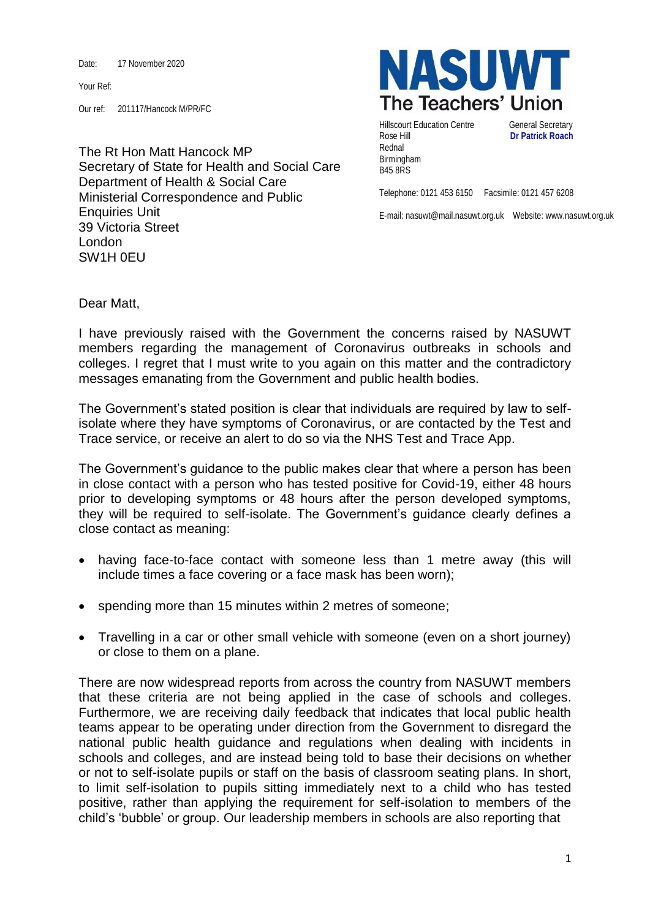Date: 17 November 2020

Your Ref:

Our ref: 201117/Hancock M/PR/FC

**NASUWT**
**The Teachers' Union**

Hillscourt Education Centre
Rose Hill
Rednal
Birmingham
B45 8RS

General Secretary
**Dr Patrick Roach**

Telephone: 0121 453 6150 Facsimile: 0121 457 6208

E-mail: nasuwt@mail.nasuwt.org.uk Website: www.nasuwt.org.uk

The Rt Hon Matt Hancock MP
Secretary of State for Health and Social Care
Department of Health & Social Care
Ministerial Correspondence and Public Enquiries Unit
39 Victoria Street
London
SW1H 0EU

Dear Matt,

I have previously raised with the Government the concerns raised by NASUWT members regarding the management of Coronavirus outbreaks in schools and colleges. I regret that I must write to you again on this matter and the contradictory messages emanating from the Government and public health bodies.

The Government's stated position is clear that individuals are required by law to self-isolate where they have symptoms of Coronavirus, or are contacted by the Test and Trace service, or receive an alert to do so via the NHS Test and Trace App.

The Government's guidance to the public makes clear that where a person has been in close contact with a person who has tested positive for Covid-19, either 48 hours prior to developing symptoms or 48 hours after the person developed symptoms, they will be required to self-isolate. The Government's guidance clearly defines a close contact as meaning:

- having face-to-face contact with someone less than 1 metre away (this will include times a face covering or a face mask has been worn);
- spending more than 15 minutes within 2 metres of someone;
- Travelling in a car or other small vehicle with someone (even on a short journey) or close to them on a plane.

There are now widespread reports from across the country from NASUWT members that these criteria are not being applied in the case of schools and colleges. Furthermore, we are receiving daily feedback that indicates that local public health teams appear to be operating under direction from the Government to disregard the national public health guidance and regulations when dealing with incidents in schools and colleges, and are instead being told to base their decisions on whether or not to self-isolate pupils or staff on the basis of classroom seating plans. In short, to limit self-isolation to pupils sitting immediately next to a child who has tested positive, rather than applying the requirement for self-isolation to members of the child's 'bubble' or group. Our leadership members in schools are also reporting that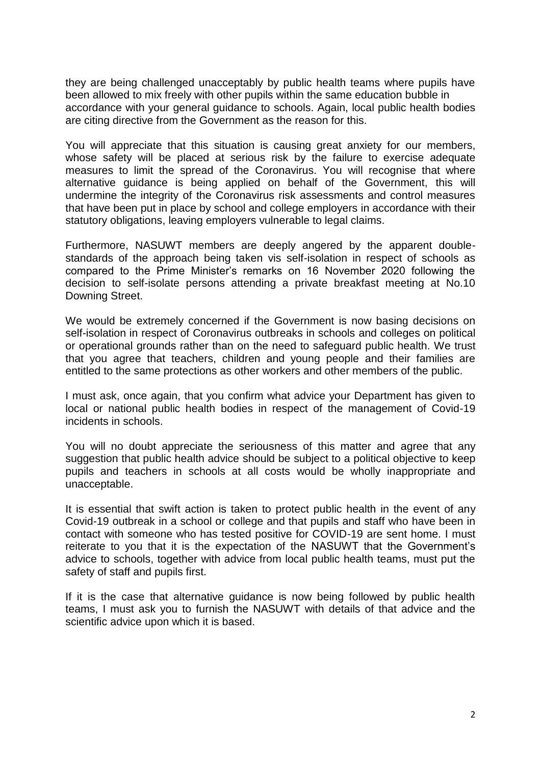they are being challenged unacceptably by public health teams where pupils have been allowed to mix freely with other pupils within the same education bubble in accordance with your general guidance to schools. Again, local public health bodies are citing directive from the Government as the reason for this.

You will appreciate that this situation is causing great anxiety for our members, whose safety will be placed at serious risk by the failure to exercise adequate measures to limit the spread of the Coronavirus. You will recognise that where alternative guidance is being applied on behalf of the Government, this will undermine the integrity of the Coronavirus risk assessments and control measures that have been put in place by school and college employers in accordance with their statutory obligations, leaving employers vulnerable to legal claims.

Furthermore, NASUWT members are deeply angered by the apparent double-standards of the approach being taken vis self-isolation in respect of schools as compared to the Prime Minister's remarks on 16 November 2020 following the decision to self-isolate persons attending a private breakfast meeting at No.10 Downing Street.

We would be extremely concerned if the Government is now basing decisions on self-isolation in respect of Coronavirus outbreaks in schools and colleges on political or operational grounds rather than on the need to safeguard public health. We trust that you agree that teachers, children and young people and their families are entitled to the same protections as other workers and other members of the public.

I must ask, once again, that you confirm what advice your Department has given to local or national public health bodies in respect of the management of Covid-19 incidents in schools.

You will no doubt appreciate the seriousness of this matter and agree that any suggestion that public health advice should be subject to a political objective to keep pupils and teachers in schools at all costs would be wholly inappropriate and unacceptable.

It is essential that swift action is taken to protect public health in the event of any Covid-19 outbreak in a school or college and that pupils and staff who have been in contact with someone who has tested positive for COVID-19 are sent home. I must reiterate to you that it is the expectation of the NASUWT that the Government's advice to schools, together with advice from local public health teams, must put the safety of staff and pupils first.

If it is the case that alternative guidance is now being followed by public health teams, I must ask you to furnish the NASUWT with details of that advice and the scientific advice upon which it is based.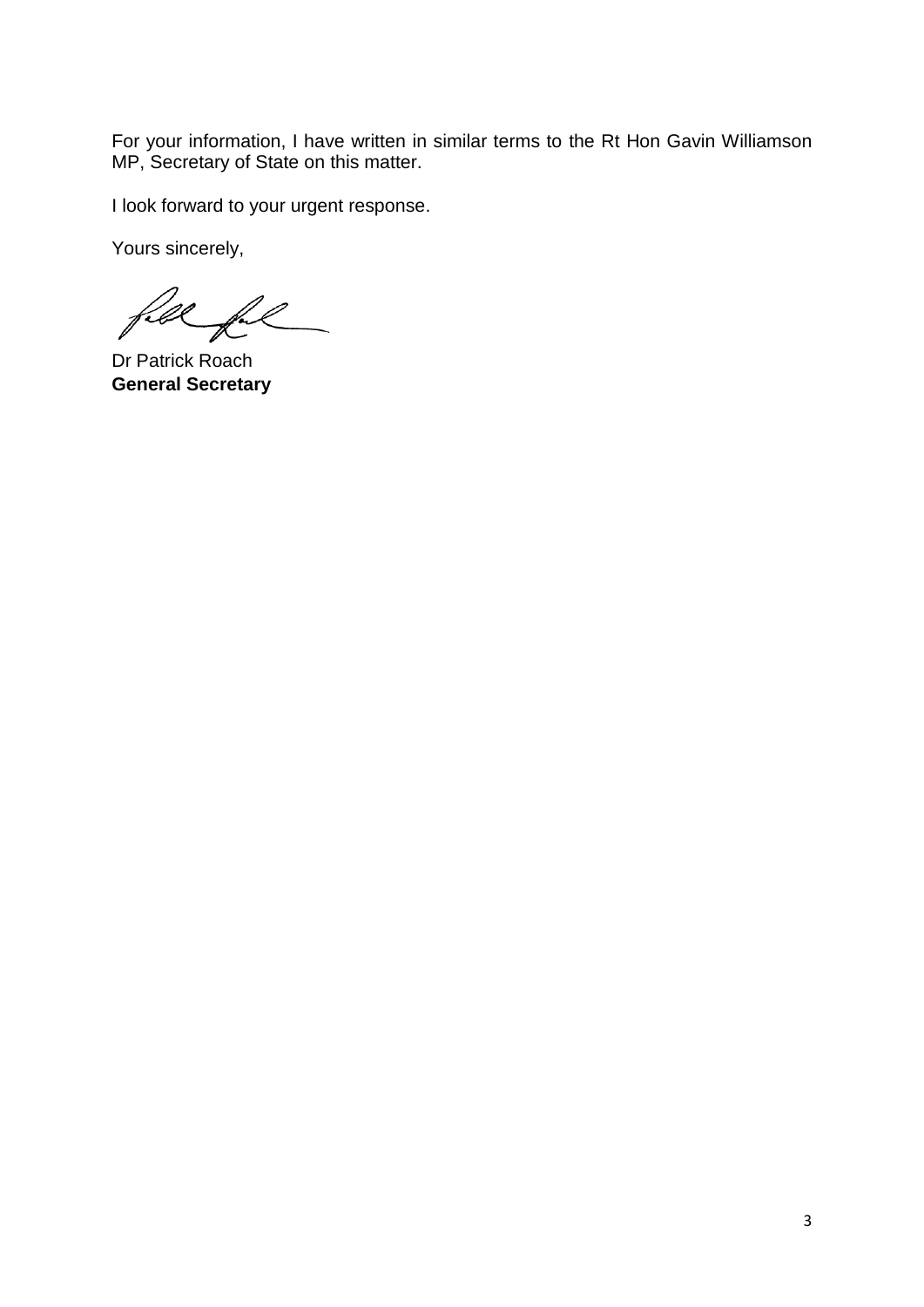For your information, I have written in similar terms to the Rt Hon Gavin Williamson MP, Secretary of State on this matter.

I look forward to your urgent response.

Yours sincerely,

Dr Patrick Roach
**General Secretary**